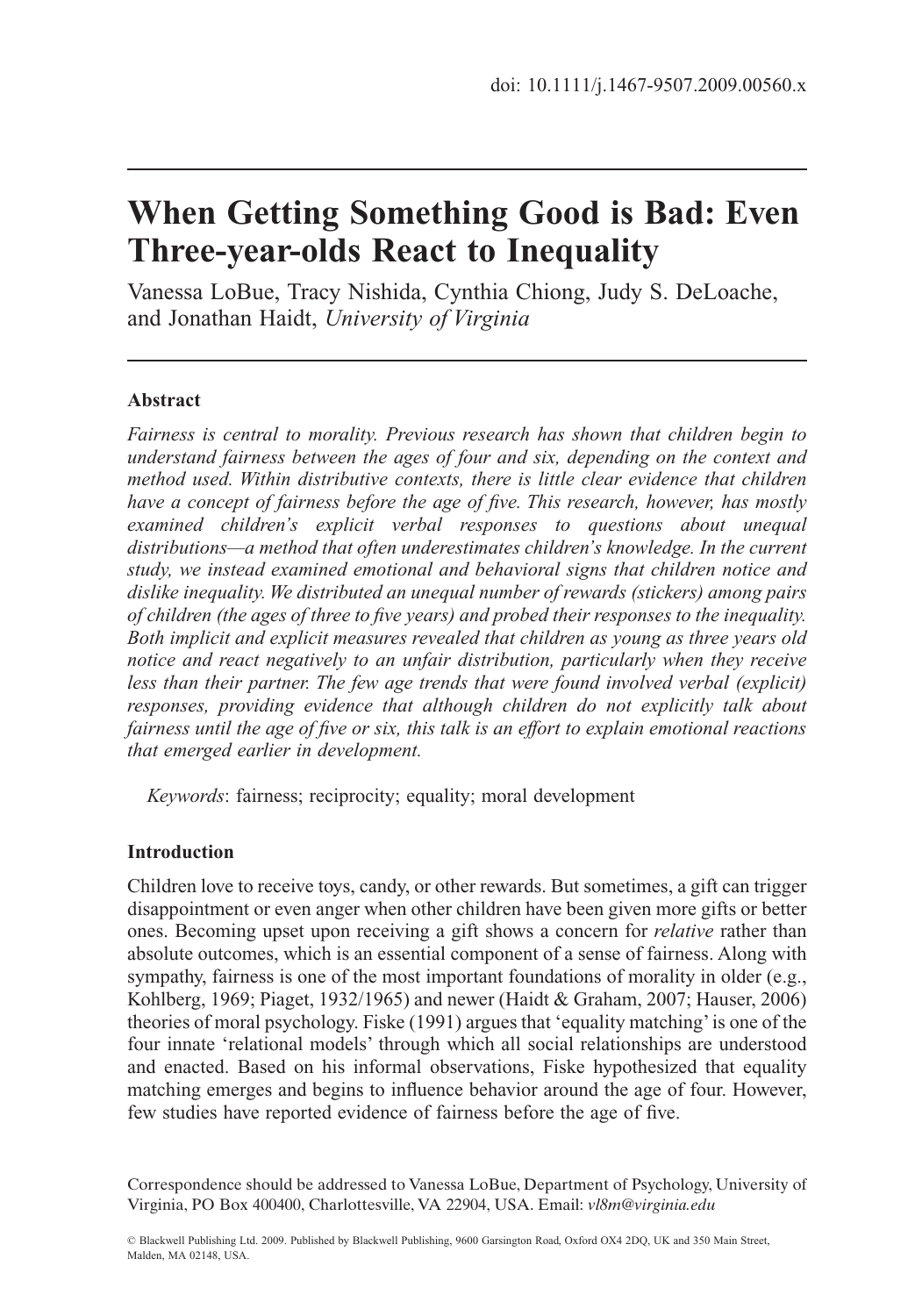doi: 10.1111/j.1467-9507.2009.00560.x

# When Getting Something Good is Bad: Even Three-year-olds React to Inequality

Vanessa LoBue, Tracy Nishida, Cynthia Chiong, Judy S. DeLoache, and Jonathan Haidt, *University of Virginia*

## Abstract

*Fairness is central to morality. Previous research has shown that children begin to understand fairness between the ages of four and six, depending on the context and method used. Within distributive contexts, there is little clear evidence that children have a concept of fairness before the age of five. This research, however, has mostly examined children's explicit verbal responses to questions about unequal distributions—a method that often underestimates children's knowledge. In the current study, we instead examined emotional and behavioral signs that children notice and dislike inequality. We distributed an unequal number of rewards (stickers) among pairs of children (the ages of three to five years) and probed their responses to the inequality. Both implicit and explicit measures revealed that children as young as three years old notice and react negatively to an unfair distribution, particularly when they receive less than their partner. The few age trends that were found involved verbal (explicit) responses, providing evidence that although children do not explicitly talk about fairness until the age of five or six, this talk is an effort to explain emotional reactions that emerged earlier in development.*

*Keywords*: fairness; reciprocity; equality; moral development

## Introduction

Children love to receive toys, candy, or other rewards. But sometimes, a gift can trigger disappointment or even anger when other children have been given more gifts or better ones. Becoming upset upon receiving a gift shows a concern for *relative* rather than absolute outcomes, which is an essential component of a sense of fairness. Along with sympathy, fairness is one of the most important foundations of morality in older (e.g., Kohlberg, 1969; Piaget, 1932/1965) and newer (Haidt & Graham, 2007; Hauser, 2006) theories of moral psychology. Fiske (1991) argues that 'equality matching' is one of the four innate 'relational models' through which all social relationships are understood and enacted. Based on his informal observations, Fiske hypothesized that equality matching emerges and begins to influence behavior around the age of four. However, few studies have reported evidence of fairness before the age of five.

Correspondence should be addressed to Vanessa LoBue, Department of Psychology, University of Virginia, PO Box 400400, Charlottesville, VA 22904, USA. Email: *vl8m@virginia.edu*

© Blackwell Publishing Ltd. 2009. Published by Blackwell Publishing, 9600 Garsington Road, Oxford OX4 2DQ, UK and 350 Main Street, Malden, MA 02148, USA.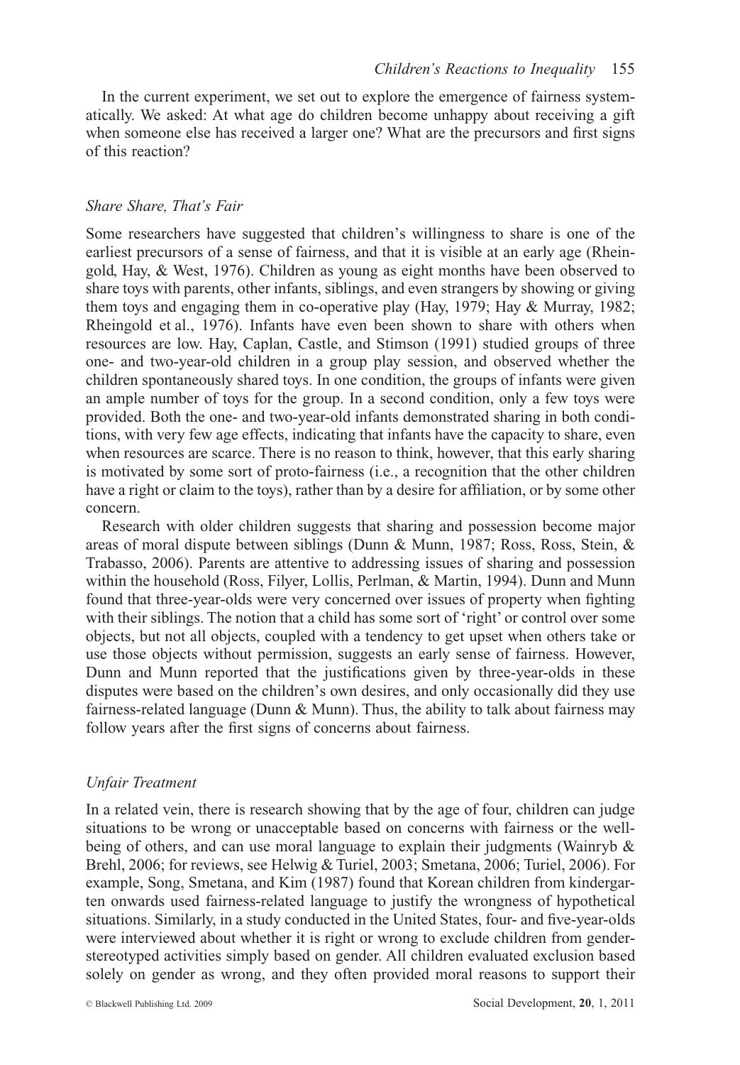In the current experiment, we set out to explore the emergence of fairness systematically. We asked: At what age do children become unhappy about receiving a gift when someone else has received a larger one? What are the precursors and first signs of this reaction?

### *Share Share, That's Fair*

Some researchers have suggested that children's willingness to share is one of the earliest precursors of a sense of fairness, and that it is visible at an early age (Rheingold, Hay, & West, 1976). Children as young as eight months have been observed to share toys with parents, other infants, siblings, and even strangers by showing or giving them toys and engaging them in co-operative play (Hay, 1979; Hay & Murray, 1982; Rheingold et al., 1976). Infants have even been shown to share with others when resources are low. Hay, Caplan, Castle, and Stimson (1991) studied groups of three one- and two-year-old children in a group play session, and observed whether the children spontaneously shared toys. In one condition, the groups of infants were given an ample number of toys for the group. In a second condition, only a few toys were provided. Both the one- and two-year-old infants demonstrated sharing in both conditions, with very few age effects, indicating that infants have the capacity to share, even when resources are scarce. There is no reason to think, however, that this early sharing is motivated by some sort of proto-fairness (i.e., a recognition that the other children have a right or claim to the toys), rather than by a desire for affiliation, or by some other concern.

Research with older children suggests that sharing and possession become major areas of moral dispute between siblings (Dunn & Munn, 1987; Ross, Ross, Stein, & Trabasso, 2006). Parents are attentive to addressing issues of sharing and possession within the household (Ross, Filyer, Lollis, Perlman, & Martin, 1994). Dunn and Munn found that three-year-olds were very concerned over issues of property when fighting with their siblings. The notion that a child has some sort of 'right' or control over some objects, but not all objects, coupled with a tendency to get upset when others take or use those objects without permission, suggests an early sense of fairness. However, Dunn and Munn reported that the justifications given by three-year-olds in these disputes were based on the children's own desires, and only occasionally did they use fairness-related language (Dunn & Munn). Thus, the ability to talk about fairness may follow years after the first signs of concerns about fairness.

### *Unfair Treatment*

In a related vein, there is research showing that by the age of four, children can judge situations to be wrong or unacceptable based on concerns with fairness or the well-being of others, and can use moral language to explain their judgments (Wainryb & Brehl, 2006; for reviews, see Helwig & Turiel, 2003; Smetana, 2006; Turiel, 2006). For example, Song, Smetana, and Kim (1987) found that Korean children from kindergarten onwards used fairness-related language to justify the wrongness of hypothetical situations. Similarly, in a study conducted in the United States, four- and five-year-olds were interviewed about whether it is right or wrong to exclude children from gender-stereotyped activities simply based on gender. All children evaluated exclusion based solely on gender as wrong, and they often provided moral reasons to support their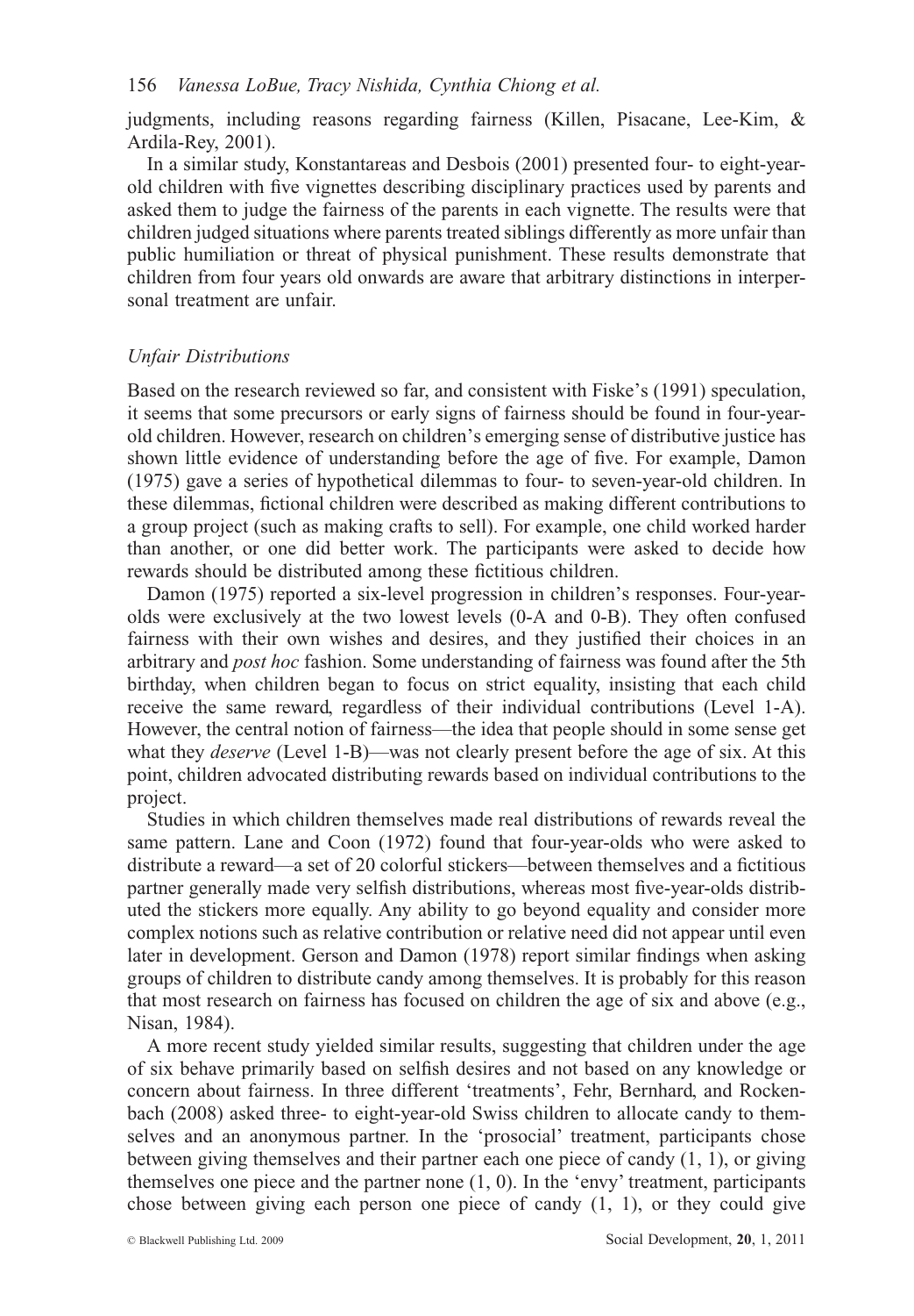judgments, including reasons regarding fairness (Killen, Pisacane, Lee-Kim, & Ardila-Rey, 2001).

In a similar study, Konstantareas and Desbois (2001) presented four- to eight-year-old children with five vignettes describing disciplinary practices used by parents and asked them to judge the fairness of the parents in each vignette. The results were that children judged situations where parents treated siblings differently as more unfair than public humiliation or threat of physical punishment. These results demonstrate that children from four years old onwards are aware that arbitrary distinctions in interpersonal treatment are unfair.

### *Unfair Distributions*

Based on the research reviewed so far, and consistent with Fiske's (1991) speculation, it seems that some precursors or early signs of fairness should be found in four-year-old children. However, research on children's emerging sense of distributive justice has shown little evidence of understanding before the age of five. For example, Damon (1975) gave a series of hypothetical dilemmas to four- to seven-year-old children. In these dilemmas, fictional children were described as making different contributions to a group project (such as making crafts to sell). For example, one child worked harder than another, or one did better work. The participants were asked to decide how rewards should be distributed among these fictitious children.

Damon (1975) reported a six-level progression in children's responses. Four-year-olds were exclusively at the two lowest levels (0-A and 0-B). They often confused fairness with their own wishes and desires, and they justified their choices in an arbitrary and *post hoc* fashion. Some understanding of fairness was found after the 5th birthday, when children began to focus on strict equality, insisting that each child receive the same reward, regardless of their individual contributions (Level 1-A). However, the central notion of fairness—the idea that people should in some sense get what they *deserve* (Level 1-B)—was not clearly present before the age of six. At this point, children advocated distributing rewards based on individual contributions to the project.

Studies in which children themselves made real distributions of rewards reveal the same pattern. Lane and Coon (1972) found that four-year-olds who were asked to distribute a reward—a set of 20 colorful stickers—between themselves and a fictitious partner generally made very selfish distributions, whereas most five-year-olds distributed the stickers more equally. Any ability to go beyond equality and consider more complex notions such as relative contribution or relative need did not appear until even later in development. Gerson and Damon (1978) report similar findings when asking groups of children to distribute candy among themselves. It is probably for this reason that most research on fairness has focused on children the age of six and above (e.g., Nisan, 1984).

A more recent study yielded similar results, suggesting that children under the age of six behave primarily based on selfish desires and not based on any knowledge or concern about fairness. In three different 'treatments', Fehr, Bernhard, and Rockenbach (2008) asked three- to eight-year-old Swiss children to allocate candy to themselves and an anonymous partner. In the 'prosocial' treatment, participants chose between giving themselves and their partner each one piece of candy (1, 1), or giving themselves one piece and the partner none (1, 0). In the 'envy' treatment, participants chose between giving each person one piece of candy (1, 1), or they could give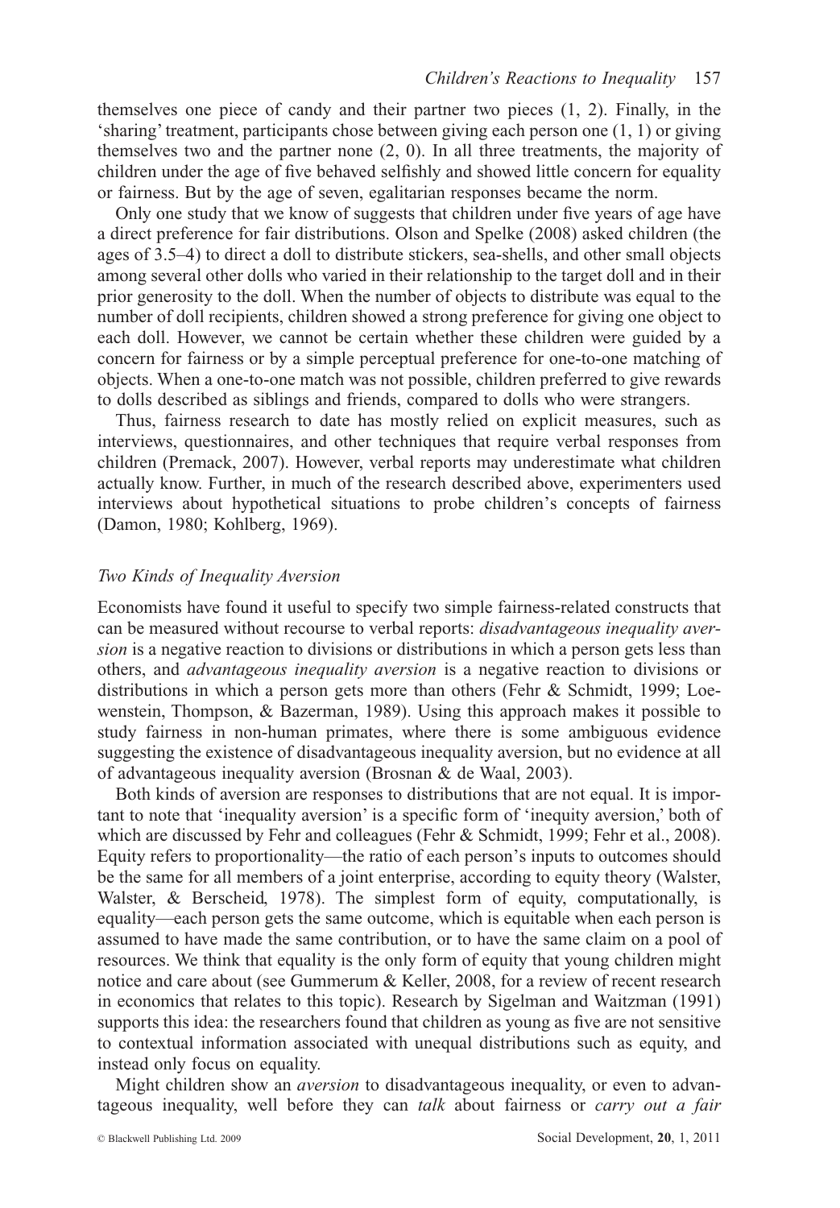themselves one piece of candy and their partner two pieces (1, 2). Finally, in the 'sharing' treatment, participants chose between giving each person one (1, 1) or giving themselves two and the partner none (2, 0). In all three treatments, the majority of children under the age of five behaved selfishly and showed little concern for equality or fairness. But by the age of seven, egalitarian responses became the norm.

Only one study that we know of suggests that children under five years of age have a direct preference for fair distributions. Olson and Spelke (2008) asked children (the ages of 3.5–4) to direct a doll to distribute stickers, sea-shells, and other small objects among several other dolls who varied in their relationship to the target doll and in their prior generosity to the doll. When the number of objects to distribute was equal to the number of doll recipients, children showed a strong preference for giving one object to each doll. However, we cannot be certain whether these children were guided by a concern for fairness or by a simple perceptual preference for one-to-one matching of objects. When a one-to-one match was not possible, children preferred to give rewards to dolls described as siblings and friends, compared to dolls who were strangers.

Thus, fairness research to date has mostly relied on explicit measures, such as interviews, questionnaires, and other techniques that require verbal responses from children (Premack, 2007). However, verbal reports may underestimate what children actually know. Further, in much of the research described above, experimenters used interviews about hypothetical situations to probe children's concepts of fairness (Damon, 1980; Kohlberg, 1969).

### *Two Kinds of Inequality Aversion*

Economists have found it useful to specify two simple fairness-related constructs that can be measured without recourse to verbal reports: *disadvantageous inequality aversion* is a negative reaction to divisions or distributions in which a person gets less than others, and *advantageous inequality aversion* is a negative reaction to divisions or distributions in which a person gets more than others (Fehr & Schmidt, 1999; Loewenstein, Thompson, & Bazerman, 1989). Using this approach makes it possible to study fairness in non-human primates, where there is some ambiguous evidence suggesting the existence of disadvantageous inequality aversion, but no evidence at all of advantageous inequality aversion (Brosnan & de Waal, 2003).

Both kinds of aversion are responses to distributions that are not equal. It is important to note that 'inequality aversion' is a specific form of 'inequity aversion,' both of which are discussed by Fehr and colleagues (Fehr & Schmidt, 1999; Fehr et al., 2008). Equity refers to proportionality—the ratio of each person's inputs to outcomes should be the same for all members of a joint enterprise, according to equity theory (Walster, Walster, & Berscheid, 1978). The simplest form of equity, computationally, is equality—each person gets the same outcome, which is equitable when each person is assumed to have made the same contribution, or to have the same claim on a pool of resources. We think that equality is the only form of equity that young children might notice and care about (see Gummerum & Keller, 2008, for a review of recent research in economics that relates to this topic). Research by Sigelman and Waitzman (1991) supports this idea: the researchers found that children as young as five are not sensitive to contextual information associated with unequal distributions such as equity, and instead only focus on equality.

Might children show an *aversion* to disadvantageous inequality, or even to advantageous inequality, well before they can *talk* about fairness or *carry out a fair*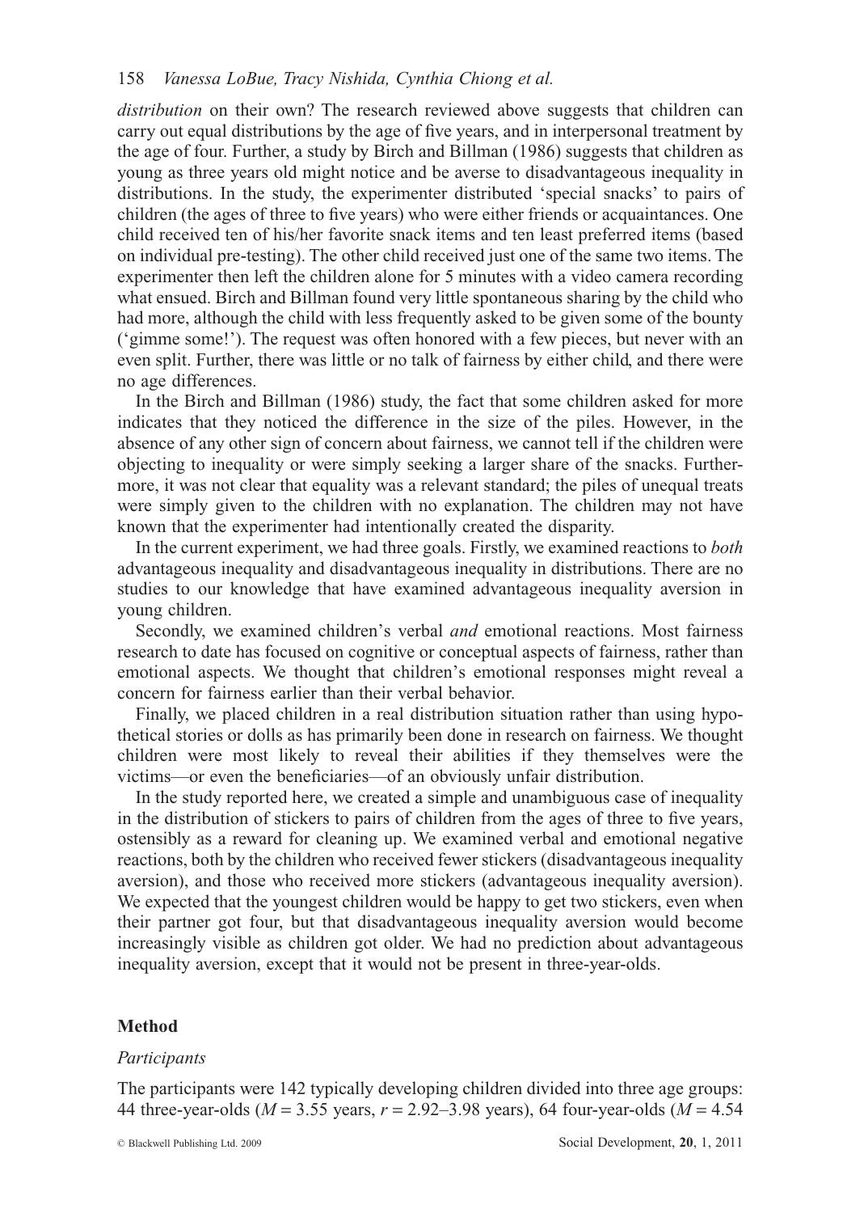*distribution* on their own? The research reviewed above suggests that children can carry out equal distributions by the age of five years, and in interpersonal treatment by the age of four. Further, a study by Birch and Billman (1986) suggests that children as young as three years old might notice and be averse to disadvantageous inequality in distributions. In the study, the experimenter distributed 'special snacks' to pairs of children (the ages of three to five years) who were either friends or acquaintances. One child received ten of his/her favorite snack items and ten least preferred items (based on individual pre-testing). The other child received just one of the same two items. The experimenter then left the children alone for 5 minutes with a video camera recording what ensued. Birch and Billman found very little spontaneous sharing by the child who had more, although the child with less frequently asked to be given some of the bounty ('gimme some!'). The request was often honored with a few pieces, but never with an even split. Further, there was little or no talk of fairness by either child, and there were no age differences.

In the Birch and Billman (1986) study, the fact that some children asked for more indicates that they noticed the difference in the size of the piles. However, in the absence of any other sign of concern about fairness, we cannot tell if the children were objecting to inequality or were simply seeking a larger share of the snacks. Furthermore, it was not clear that equality was a relevant standard; the piles of unequal treats were simply given to the children with no explanation. The children may not have known that the experimenter had intentionally created the disparity.

In the current experiment, we had three goals. Firstly, we examined reactions to *both* advantageous inequality and disadvantageous inequality in distributions. There are no studies to our knowledge that have examined advantageous inequality aversion in young children.

Secondly, we examined children's verbal *and* emotional reactions. Most fairness research to date has focused on cognitive or conceptual aspects of fairness, rather than emotional aspects. We thought that children's emotional responses might reveal a concern for fairness earlier than their verbal behavior.

Finally, we placed children in a real distribution situation rather than using hypothetical stories or dolls as has primarily been done in research on fairness. We thought children were most likely to reveal their abilities if they themselves were the victims—or even the beneficiaries—of an obviously unfair distribution.

In the study reported here, we created a simple and unambiguous case of inequality in the distribution of stickers to pairs of children from the ages of three to five years, ostensibly as a reward for cleaning up. We examined verbal and emotional negative reactions, both by the children who received fewer stickers (disadvantageous inequality aversion), and those who received more stickers (advantageous inequality aversion). We expected that the youngest children would be happy to get two stickers, even when their partner got four, but that disadvantageous inequality aversion would become increasingly visible as children got older. We had no prediction about advantageous inequality aversion, except that it would not be present in three-year-olds.

## Method

### *Participants*

The participants were 142 typically developing children divided into three age groups: 44 three-year-olds ($M = 3.55$ years, $r = 2.92$–$3.98$ years), 64 four-year-olds ($M = 4.54$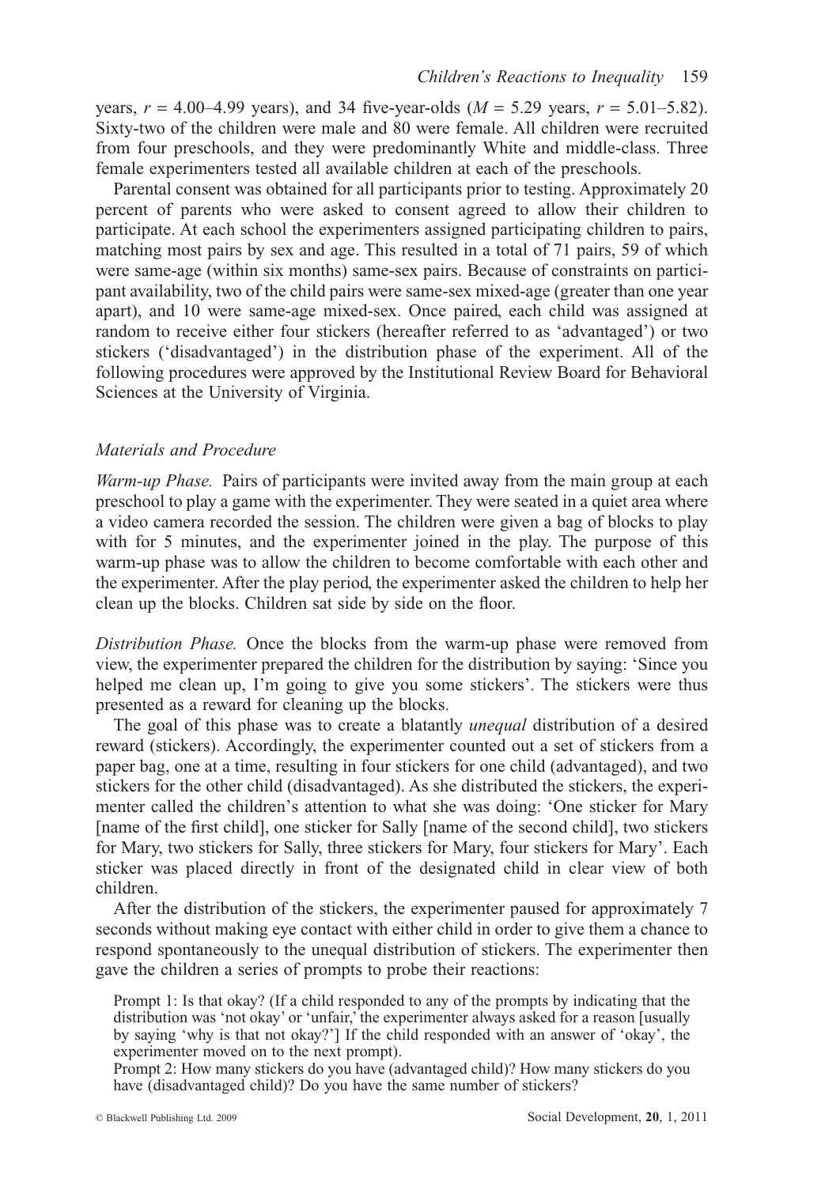years, $r = 4.00–4.99$ years), and 34 five-year-olds ($M = 5.29$ years, $r = 5.01–5.82$). Sixty-two of the children were male and 80 were female. All children were recruited from four preschools, and they were predominantly White and middle-class. Three female experimenters tested all available children at each of the preschools.

Parental consent was obtained for all participants prior to testing. Approximately 20 percent of parents who were asked to consent agreed to allow their children to participate. At each school the experimenters assigned participating children to pairs, matching most pairs by sex and age. This resulted in a total of 71 pairs, 59 of which were same-age (within six months) same-sex pairs. Because of constraints on participant availability, two of the child pairs were same-sex mixed-age (greater than one year apart), and 10 were same-age mixed-sex. Once paired, each child was assigned at random to receive either four stickers (hereafter referred to as 'advantaged') or two stickers ('disadvantaged') in the distribution phase of the experiment. All of the following procedures were approved by the Institutional Review Board for Behavioral Sciences at the University of Virginia.

### *Materials and Procedure*

*Warm-up Phase.* Pairs of participants were invited away from the main group at each preschool to play a game with the experimenter. They were seated in a quiet area where a video camera recorded the session. The children were given a bag of blocks to play with for 5 minutes, and the experimenter joined in the play. The purpose of this warm-up phase was to allow the children to become comfortable with each other and the experimenter. After the play period, the experimenter asked the children to help her clean up the blocks. Children sat side by side on the floor.

*Distribution Phase.* Once the blocks from the warm-up phase were removed from view, the experimenter prepared the children for the distribution by saying: 'Since you helped me clean up, I'm going to give you some stickers'. The stickers were thus presented as a reward for cleaning up the blocks.

The goal of this phase was to create a blatantly *unequal* distribution of a desired reward (stickers). Accordingly, the experimenter counted out a set of stickers from a paper bag, one at a time, resulting in four stickers for one child (advantaged), and two stickers for the other child (disadvantaged). As she distributed the stickers, the experimenter called the children's attention to what she was doing: 'One sticker for Mary [name of the first child], one sticker for Sally [name of the second child], two stickers for Mary, two stickers for Sally, three stickers for Mary, four stickers for Mary'. Each sticker was placed directly in front of the designated child in clear view of both children.

After the distribution of the stickers, the experimenter paused for approximately 7 seconds without making eye contact with either child in order to give them a chance to respond spontaneously to the unequal distribution of stickers. The experimenter then gave the children a series of prompts to probe their reactions:

> Prompt 1: Is that okay? (If a child responded to any of the prompts by indicating that the distribution was 'not okay' or 'unfair,' the experimenter always asked for a reason [usually by saying 'why is that not okay?'] If the child responded with an answer of 'okay', the experimenter moved on to the next prompt).
>
> Prompt 2: How many stickers do you have (advantaged child)? How many stickers do you have (disadvantaged child)? Do you have the same number of stickers?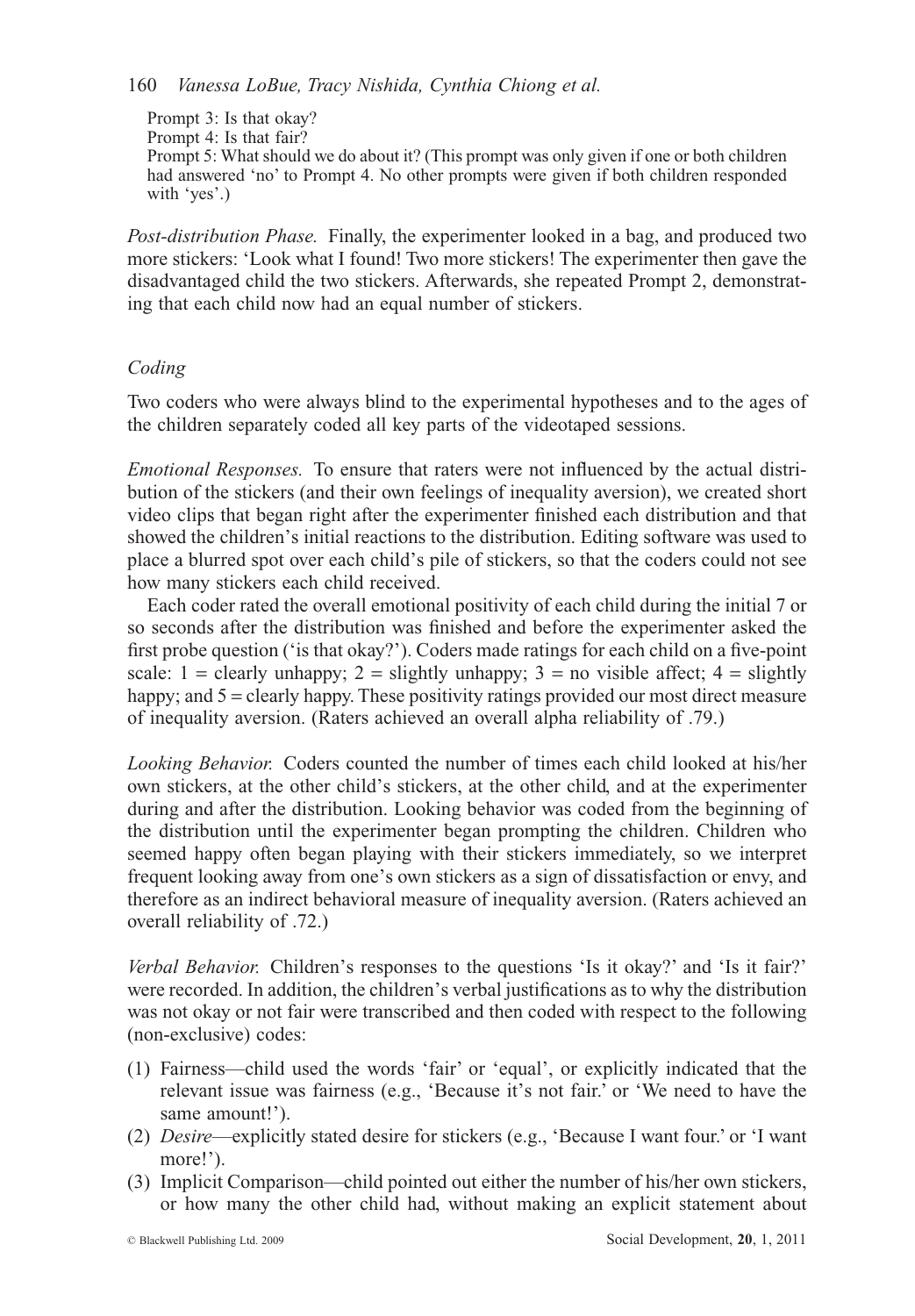Prompt 3: Is that okay?
Prompt 4: Is that fair?
Prompt 5: What should we do about it? (This prompt was only given if one or both children had answered 'no' to Prompt 4. No other prompts were given if both children responded with 'yes'.)

*Post-distribution Phase.* Finally, the experimenter looked in a bag, and produced two more stickers: 'Look what I found! Two more stickers! The experimenter then gave the disadvantaged child the two stickers. Afterwards, she repeated Prompt 2, demonstrating that each child now had an equal number of stickers.

### *Coding*

Two coders who were always blind to the experimental hypotheses and to the ages of the children separately coded all key parts of the videotaped sessions.

*Emotional Responses.* To ensure that raters were not influenced by the actual distribution of the stickers (and their own feelings of inequality aversion), we created short video clips that began right after the experimenter finished each distribution and that showed the children's initial reactions to the distribution. Editing software was used to place a blurred spot over each child's pile of stickers, so that the coders could not see how many stickers each child received.

Each coder rated the overall emotional positivity of each child during the initial 7 or so seconds after the distribution was finished and before the experimenter asked the first probe question ('is that okay?'). Coders made ratings for each child on a five-point scale: 1 = clearly unhappy; 2 = slightly unhappy; 3 = no visible affect; 4 = slightly happy; and 5 = clearly happy. These positivity ratings provided our most direct measure of inequality aversion. (Raters achieved an overall alpha reliability of .79.)

*Looking Behavior.* Coders counted the number of times each child looked at his/her own stickers, at the other child's stickers, at the other child, and at the experimenter during and after the distribution. Looking behavior was coded from the beginning of the distribution until the experimenter began prompting the children. Children who seemed happy often began playing with their stickers immediately, so we interpret frequent looking away from one's own stickers as a sign of dissatisfaction or envy, and therefore as an indirect behavioral measure of inequality aversion. (Raters achieved an overall reliability of .72.)

*Verbal Behavior.* Children's responses to the questions 'Is it okay?' and 'Is it fair?' were recorded. In addition, the children's verbal justifications as to why the distribution was not okay or not fair were transcribed and then coded with respect to the following (non-exclusive) codes:

(1) Fairness—child used the words 'fair' or 'equal', or explicitly indicated that the relevant issue was fairness (e.g., 'Because it's not fair.' or 'We need to have the same amount!').
(2) *Desire*—explicitly stated desire for stickers (e.g., 'Because I want four.' or 'I want more!').
(3) Implicit Comparison—child pointed out either the number of his/her own stickers, or how many the other child had, without making an explicit statement about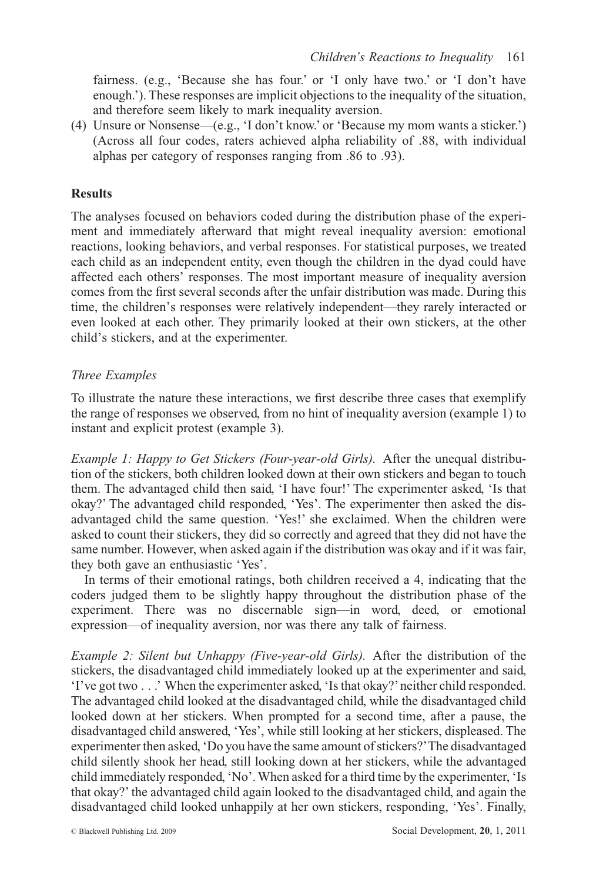fairness. (e.g., 'Because she has four.' or 'I only have two.' or 'I don't have enough.'). These responses are implicit objections to the inequality of the situation, and therefore seem likely to mark inequality aversion.

(4) Unsure or Nonsense—(e.g., 'I don't know.' or 'Because my mom wants a sticker.') (Across all four codes, raters achieved alpha reliability of .88, with individual alphas per category of responses ranging from .86 to .93).

## Results

The analyses focused on behaviors coded during the distribution phase of the experiment and immediately afterward that might reveal inequality aversion: emotional reactions, looking behaviors, and verbal responses. For statistical purposes, we treated each child as an independent entity, even though the children in the dyad could have affected each others' responses. The most important measure of inequality aversion comes from the first several seconds after the unfair distribution was made. During this time, the children's responses were relatively independent—they rarely interacted or even looked at each other. They primarily looked at their own stickers, at the other child's stickers, and at the experimenter.

### *Three Examples*

To illustrate the nature these interactions, we first describe three cases that exemplify the range of responses we observed, from no hint of inequality aversion (example 1) to instant and explicit protest (example 3).

*Example 1: Happy to Get Stickers (Four-year-old Girls).* After the unequal distribution of the stickers, both children looked down at their own stickers and began to touch them. The advantaged child then said, 'I have four!' The experimenter asked, 'Is that okay?' The advantaged child responded, 'Yes'. The experimenter then asked the disadvantaged child the same question. 'Yes!' she exclaimed. When the children were asked to count their stickers, they did so correctly and agreed that they did not have the same number. However, when asked again if the distribution was okay and if it was fair, they both gave an enthusiastic 'Yes'.

In terms of their emotional ratings, both children received a 4, indicating that the coders judged them to be slightly happy throughout the distribution phase of the experiment. There was no discernable sign—in word, deed, or emotional expression—of inequality aversion, nor was there any talk of fairness.

*Example 2: Silent but Unhappy (Five-year-old Girls).* After the distribution of the stickers, the disadvantaged child immediately looked up at the experimenter and said, 'I've got two . . .' When the experimenter asked, 'Is that okay?' neither child responded. The advantaged child looked at the disadvantaged child, while the disadvantaged child looked down at her stickers. When prompted for a second time, after a pause, the disadvantaged child answered, 'Yes', while still looking at her stickers, displeased. The experimenter then asked, 'Do you have the same amount of stickers?' The disadvantaged child silently shook her head, still looking down at her stickers, while the advantaged child immediately responded, 'No'. When asked for a third time by the experimenter, 'Is that okay?' the advantaged child again looked to the disadvantaged child, and again the disadvantaged child looked unhappily at her own stickers, responding, 'Yes'. Finally,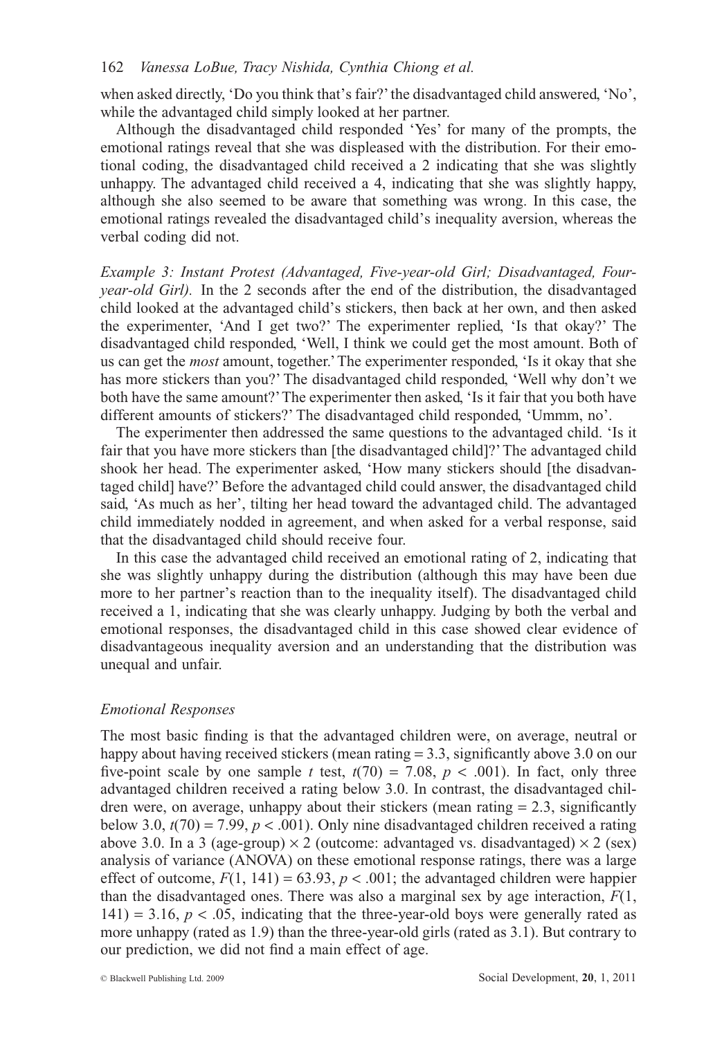when asked directly, 'Do you think that's fair?' the disadvantaged child answered, 'No', while the advantaged child simply looked at her partner.

Although the disadvantaged child responded 'Yes' for many of the prompts, the emotional ratings reveal that she was displeased with the distribution. For their emotional coding, the disadvantaged child received a 2 indicating that she was slightly unhappy. The advantaged child received a 4, indicating that she was slightly happy, although she also seemed to be aware that something was wrong. In this case, the emotional ratings revealed the disadvantaged child's inequality aversion, whereas the verbal coding did not.

*Example 3: Instant Protest (Advantaged, Five-year-old Girl; Disadvantaged, Four-year-old Girl).* In the 2 seconds after the end of the distribution, the disadvantaged child looked at the advantaged child's stickers, then back at her own, and then asked the experimenter, 'And I get two?' The experimenter replied, 'Is that okay?' The disadvantaged child responded, 'Well, I think we could get the most amount. Both of us can get the *most* amount, together.' The experimenter responded, 'Is it okay that she has more stickers than you?' The disadvantaged child responded, 'Well why don't we both have the same amount?' The experimenter then asked, 'Is it fair that you both have different amounts of stickers?' The disadvantaged child responded, 'Ummm, no'.

The experimenter then addressed the same questions to the advantaged child. 'Is it fair that you have more stickers than [the disadvantaged child]?' The advantaged child shook her head. The experimenter asked, 'How many stickers should [the disadvantaged child] have?' Before the advantaged child could answer, the disadvantaged child said, 'As much as her', tilting her head toward the advantaged child. The advantaged child immediately nodded in agreement, and when asked for a verbal response, said that the disadvantaged child should receive four.

In this case the advantaged child received an emotional rating of 2, indicating that she was slightly unhappy during the distribution (although this may have been due more to her partner's reaction than to the inequality itself). The disadvantaged child received a 1, indicating that she was clearly unhappy. Judging by both the verbal and emotional responses, the disadvantaged child in this case showed clear evidence of disadvantageous inequality aversion and an understanding that the distribution was unequal and unfair.

### *Emotional Responses*

The most basic finding is that the advantaged children were, on average, neutral or happy about having received stickers (mean rating = 3.3, significantly above 3.0 on our five-point scale by one sample $t$ test, $t(70) = 7.08$, $p < .001$). In fact, only three advantaged children received a rating below 3.0. In contrast, the disadvantaged children were, on average, unhappy about their stickers (mean rating = 2.3, significantly below 3.0, $t(70) = 7.99$, $p < .001$). Only nine disadvantaged children received a rating above 3.0. In a 3 (age-group) $\times$ 2 (outcome: advantaged vs. disadvantaged) $\times$ 2 (sex) analysis of variance (ANOVA) on these emotional response ratings, there was a large effect of outcome, $F(1, 141) = 63.93$, $p < .001$; the advantaged children were happier than the disadvantaged ones. There was also a marginal sex by age interaction, $F(1, 141) = 3.16$, $p < .05$, indicating that the three-year-old boys were generally rated as more unhappy (rated as 1.9) than the three-year-old girls (rated as 3.1). But contrary to our prediction, we did not find a main effect of age.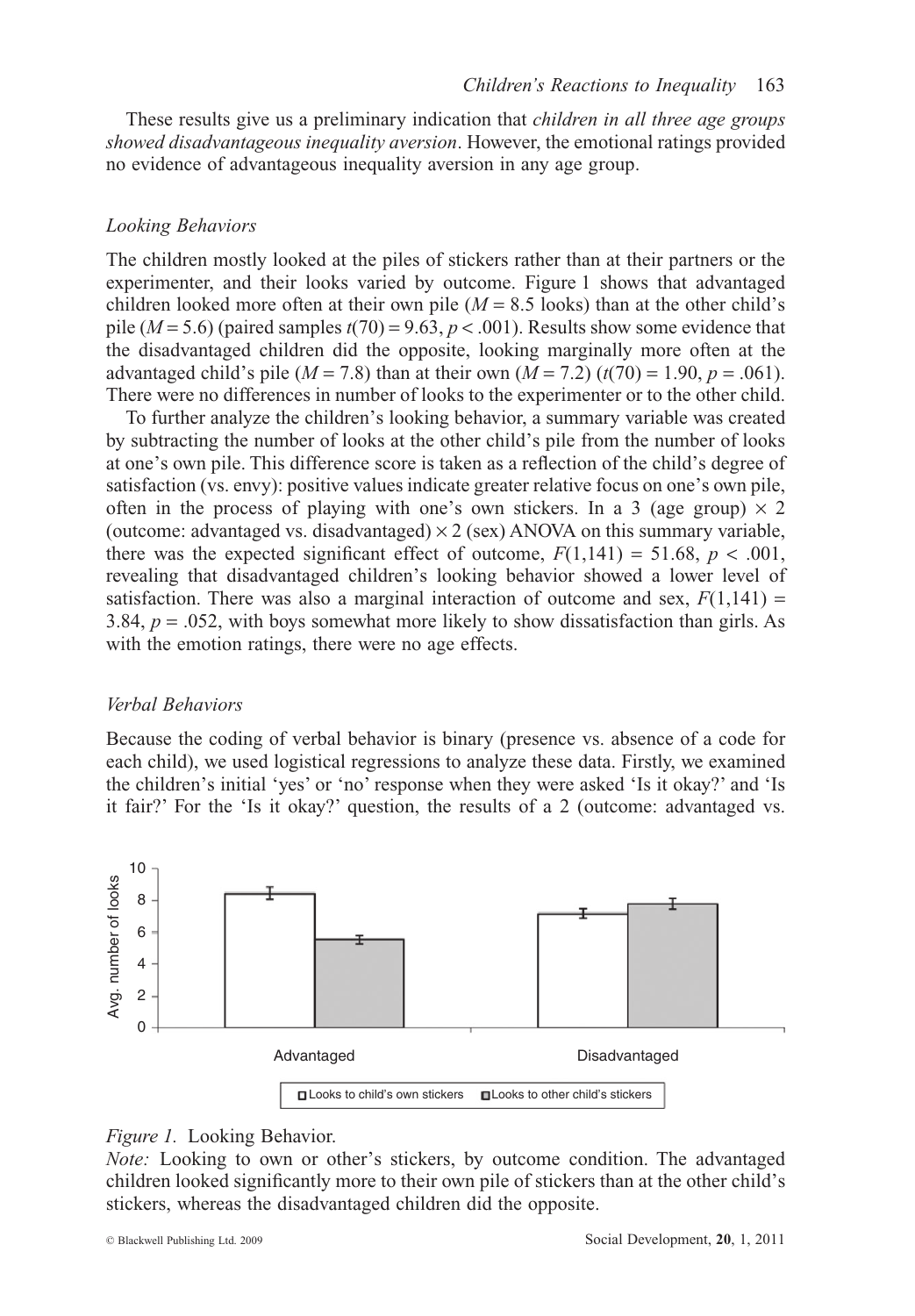These results give us a preliminary indication that *children in all three age groups showed disadvantageous inequality aversion*. However, the emotional ratings provided no evidence of advantageous inequality aversion in any age group.

### *Looking Behaviors*

The children mostly looked at the piles of stickers rather than at their partners or the experimenter, and their looks varied by outcome. Figure 1 shows that advantaged children looked more often at their own pile ($M = 8.5$ looks) than at the other child's pile ($M = 5.6$) (paired samples $t(70) = 9.63$, $p < .001$). Results show some evidence that the disadvantaged children did the opposite, looking marginally more often at the advantaged child's pile ($M = 7.8$) than at their own ($M = 7.2$) ($t(70) = 1.90$, $p = .061$). There were no differences in number of looks to the experimenter or to the other child.

To further analyze the children's looking behavior, a summary variable was created by subtracting the number of looks at the other child's pile from the number of looks at one's own pile. This difference score is taken as a reflection of the child's degree of satisfaction (vs. envy): positive values indicate greater relative focus on one's own pile, often in the process of playing with one's own stickers. In a 3 (age group) × 2 (outcome: advantaged vs. disadvantaged) × 2 (sex) ANOVA on this summary variable, there was the expected significant effect of outcome, $F(1,141) = 51.68$, $p < .001$, revealing that disadvantaged children's looking behavior showed a lower level of satisfaction. There was also a marginal interaction of outcome and sex, $F(1,141) = 3.84$, $p = .052$, with boys somewhat more likely to show dissatisfaction than girls. As with the emotion ratings, there were no age effects.

### *Verbal Behaviors*

Because the coding of verbal behavior is binary (presence vs. absence of a code for each child), we used logistical regressions to analyze these data. Firstly, we examined the children's initial 'yes' or 'no' response when they were asked 'Is it okay?' and 'Is it fair?' For the 'Is it okay?' question, the results of a 2 (outcome: advantaged vs.

*Figure 1.* Looking Behavior.

*Note:* Looking to own or other's stickers, by outcome condition. The advantaged children looked significantly more to their own pile of stickers than at the other child's stickers, whereas the disadvantaged children did the opposite.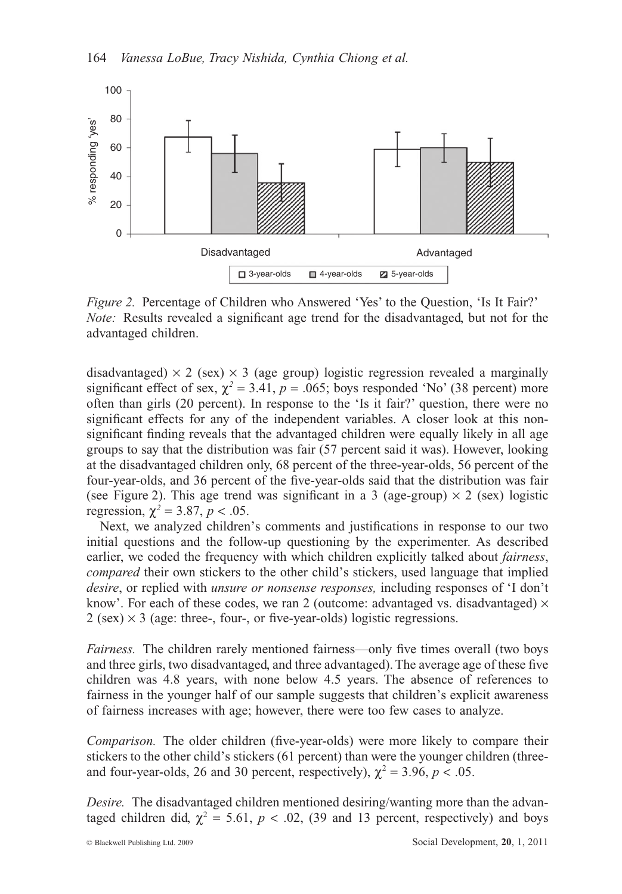*Figure 2.* Percentage of Children who Answered 'Yes' to the Question, 'Is It Fair?'
*Note:* Results revealed a significant age trend for the disadvantaged, but not for the advantaged children.

disadvantaged) × 2 (sex) × 3 (age group) logistic regression revealed a marginally significant effect of sex, $\chi^2 = 3.41$, $p = .065$; boys responded 'No' (38 percent) more often than girls (20 percent). In response to the 'Is it fair?' question, there were no significant effects for any of the independent variables. A closer look at this non-significant finding reveals that the advantaged children were equally likely in all age groups to say that the distribution was fair (57 percent said it was). However, looking at the disadvantaged children only, 68 percent of the three-year-olds, 56 percent of the four-year-olds, and 36 percent of the five-year-olds said that the distribution was fair (see Figure 2). This age trend was significant in a 3 (age-group) × 2 (sex) logistic regression, $\chi^2 = 3.87$, $p < .05$.

Next, we analyzed children's comments and justifications in response to our two initial questions and the follow-up questioning by the experimenter. As described earlier, we coded the frequency with which children explicitly talked about *fairness*, *compared* their own stickers to the other child's stickers, used language that implied *desire*, or replied with *unsure or nonsense responses,* including responses of 'I don't know'. For each of these codes, we ran 2 (outcome: advantaged vs. disadvantaged) × 2 (sex) × 3 (age: three-, four-, or five-year-olds) logistic regressions.

*Fairness.* The children rarely mentioned fairness—only five times overall (two boys and three girls, two disadvantaged, and three advantaged). The average age of these five children was 4.8 years, with none below 4.5 years. The absence of references to fairness in the younger half of our sample suggests that children's explicit awareness of fairness increases with age; however, there were too few cases to analyze.

*Comparison.* The older children (five-year-olds) were more likely to compare their stickers to the other child's stickers (61 percent) than were the younger children (three- and four-year-olds, 26 and 30 percent, respectively), $\chi^2 = 3.96$, $p < .05$.

*Desire.* The disadvantaged children mentioned desiring/wanting more than the advantaged children did, $\chi^2 = 5.61$, $p < .02$, (39 and 13 percent, respectively) and boys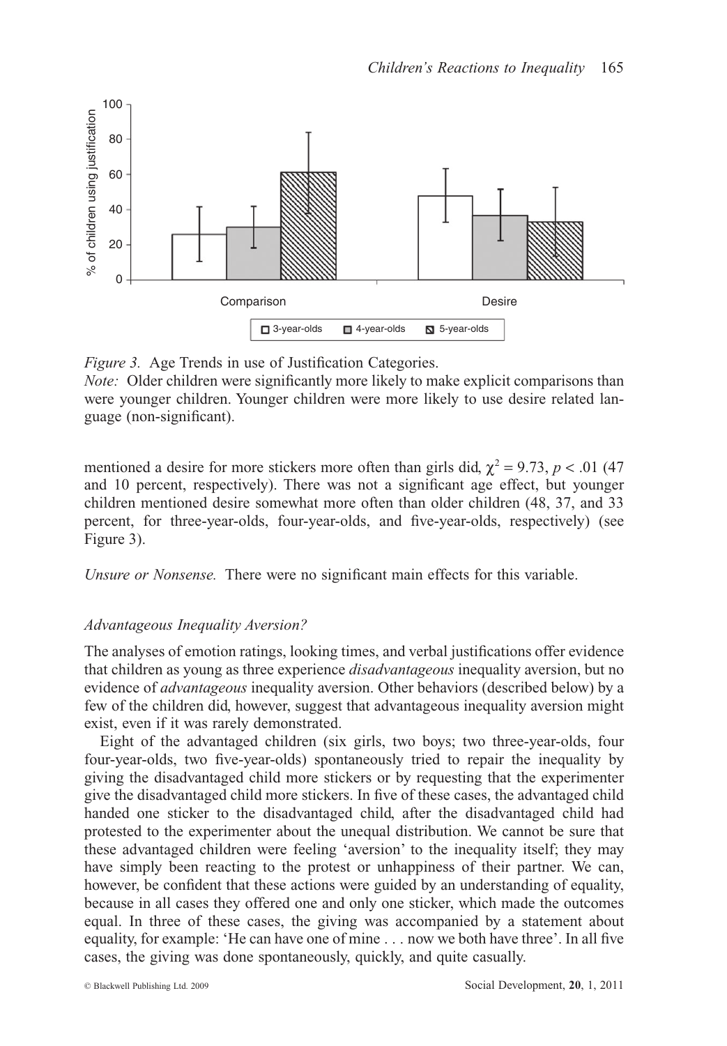*Figure 3.* Age Trends in use of Justification Categories.
*Note:* Older children were significantly more likely to make explicit comparisons than were younger children. Younger children were more likely to use desire related language (non-significant).

mentioned a desire for more stickers more often than girls did, $\chi^2 = 9.73$, $p < .01$ (47 and 10 percent, respectively). There was not a significant age effect, but younger children mentioned desire somewhat more often than older children (48, 37, and 33 percent, for three-year-olds, four-year-olds, and five-year-olds, respectively) (see Figure 3).

*Unsure or Nonsense.* There were no significant main effects for this variable.

### *Advantageous Inequality Aversion?*

The analyses of emotion ratings, looking times, and verbal justifications offer evidence that children as young as three experience *disadvantageous* inequality aversion, but no evidence of *advantageous* inequality aversion. Other behaviors (described below) by a few of the children did, however, suggest that advantageous inequality aversion might exist, even if it was rarely demonstrated.

Eight of the advantaged children (six girls, two boys; two three-year-olds, four four-year-olds, two five-year-olds) spontaneously tried to repair the inequality by giving the disadvantaged child more stickers or by requesting that the experimenter give the disadvantaged child more stickers. In five of these cases, the advantaged child handed one sticker to the disadvantaged child, after the disadvantaged child had protested to the experimenter about the unequal distribution. We cannot be sure that these advantaged children were feeling 'aversion' to the inequality itself; they may have simply been reacting to the protest or unhappiness of their partner. We can, however, be confident that these actions were guided by an understanding of equality, because in all cases they offered one and only one sticker, which made the outcomes equal. In three of these cases, the giving was accompanied by a statement about equality, for example: 'He can have one of mine . . . now we both have three'. In all five cases, the giving was done spontaneously, quickly, and quite casually.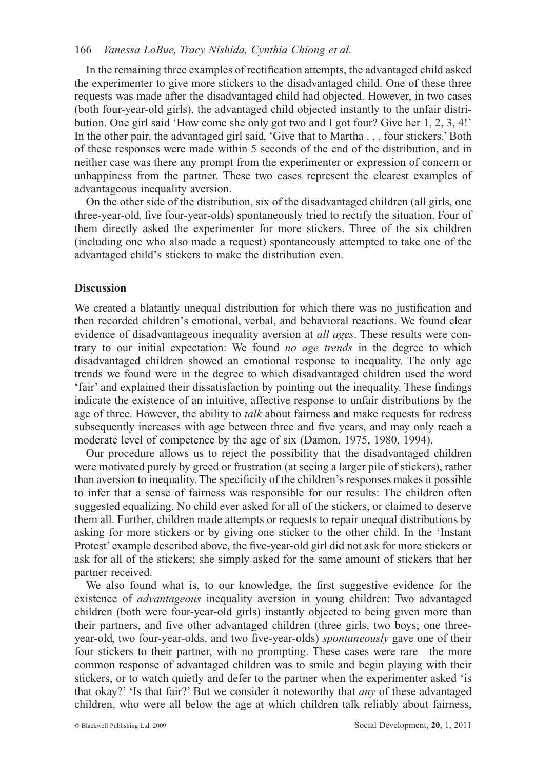In the remaining three examples of rectification attempts, the advantaged child asked the experimenter to give more stickers to the disadvantaged child. One of these three requests was made after the disadvantaged child had objected. However, in two cases (both four-year-old girls), the advantaged child objected instantly to the unfair distribution. One girl said 'How come she only got two and I got four? Give her 1, 2, 3, 4!' In the other pair, the advantaged girl said, 'Give that to Martha . . . four stickers.' Both of these responses were made within 5 seconds of the end of the distribution, and in neither case was there any prompt from the experimenter or expression of concern or unhappiness from the partner. These two cases represent the clearest examples of advantageous inequality aversion.

On the other side of the distribution, six of the disadvantaged children (all girls, one three-year-old, five four-year-olds) spontaneously tried to rectify the situation. Four of them directly asked the experimenter for more stickers. Three of the six children (including one who also made a request) spontaneously attempted to take one of the advantaged child's stickers to make the distribution even.

## Discussion

We created a blatantly unequal distribution for which there was no justification and then recorded children's emotional, verbal, and behavioral reactions. We found clear evidence of disadvantageous inequality aversion at *all ages*. These results were contrary to our initial expectation: We found *no age trends* in the degree to which disadvantaged children showed an emotional response to inequality. The only age trends we found were in the degree to which disadvantaged children used the word 'fair' and explained their dissatisfaction by pointing out the inequality. These findings indicate the existence of an intuitive, affective response to unfair distributions by the age of three. However, the ability to *talk* about fairness and make requests for redress subsequently increases with age between three and five years, and may only reach a moderate level of competence by the age of six (Damon, 1975, 1980, 1994).

Our procedure allows us to reject the possibility that the disadvantaged children were motivated purely by greed or frustration (at seeing a larger pile of stickers), rather than aversion to inequality. The specificity of the children's responses makes it possible to infer that a sense of fairness was responsible for our results: The children often suggested equalizing. No child ever asked for all of the stickers, or claimed to deserve them all. Further, children made attempts or requests to repair unequal distributions by asking for more stickers or by giving one sticker to the other child. In the 'Instant Protest' example described above, the five-year-old girl did not ask for more stickers or ask for all of the stickers; she simply asked for the same amount of stickers that her partner received.

We also found what is, to our knowledge, the first suggestive evidence for the existence of *advantageous* inequality aversion in young children: Two advantaged children (both were four-year-old girls) instantly objected to being given more than their partners, and five other advantaged children (three girls, two boys; one three-year-old, two four-year-olds, and two five-year-olds) *spontaneously* gave one of their four stickers to their partner, with no prompting. These cases were rare—the more common response of advantaged children was to smile and begin playing with their stickers, or to watch quietly and defer to the partner when the experimenter asked 'is that okay?' 'Is that fair?' But we consider it noteworthy that *any* of these advantaged children, who were all below the age at which children talk reliably about fairness,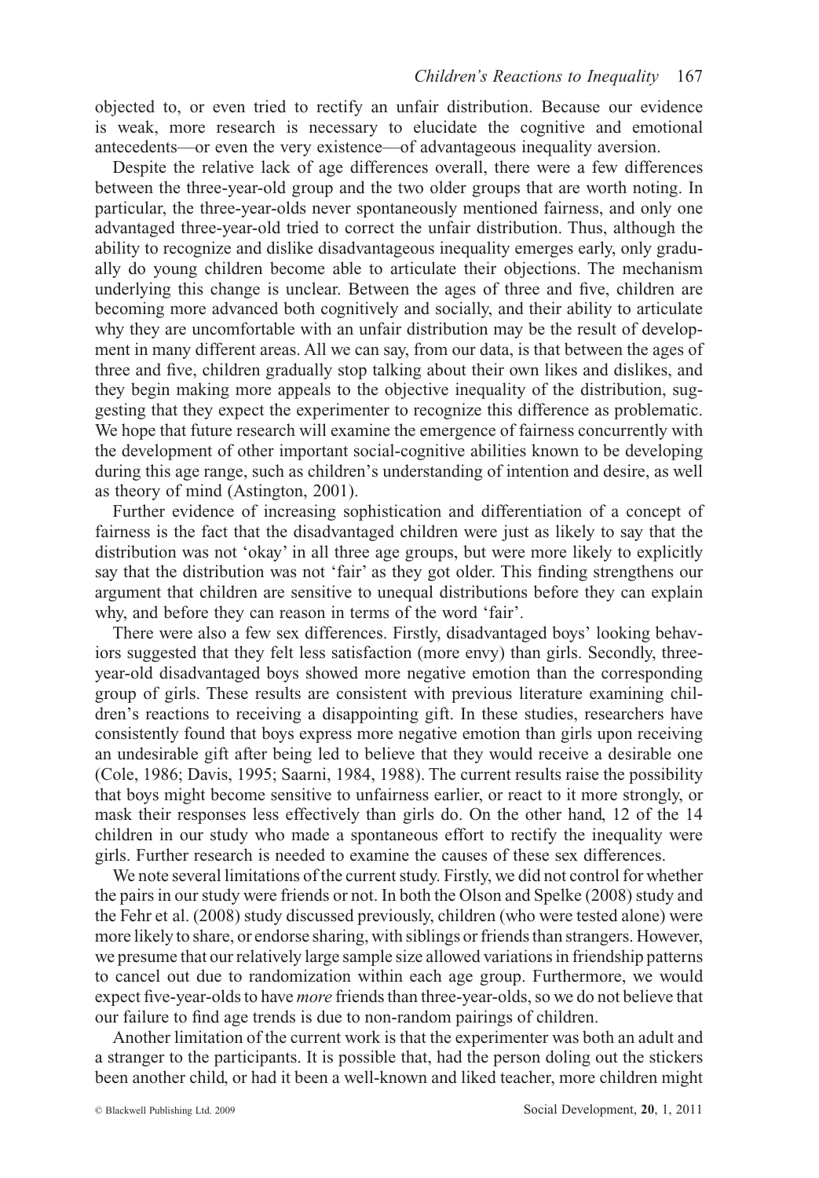objected to, or even tried to rectify an unfair distribution. Because our evidence is weak, more research is necessary to elucidate the cognitive and emotional antecedents—or even the very existence—of advantageous inequality aversion.

Despite the relative lack of age differences overall, there were a few differences between the three-year-old group and the two older groups that are worth noting. In particular, the three-year-olds never spontaneously mentioned fairness, and only one advantaged three-year-old tried to correct the unfair distribution. Thus, although the ability to recognize and dislike disadvantageous inequality emerges early, only gradually do young children become able to articulate their objections. The mechanism underlying this change is unclear. Between the ages of three and five, children are becoming more advanced both cognitively and socially, and their ability to articulate why they are uncomfortable with an unfair distribution may be the result of development in many different areas. All we can say, from our data, is that between the ages of three and five, children gradually stop talking about their own likes and dislikes, and they begin making more appeals to the objective inequality of the distribution, suggesting that they expect the experimenter to recognize this difference as problematic. We hope that future research will examine the emergence of fairness concurrently with the development of other important social-cognitive abilities known to be developing during this age range, such as children's understanding of intention and desire, as well as theory of mind (Astington, 2001).

Further evidence of increasing sophistication and differentiation of a concept of fairness is the fact that the disadvantaged children were just as likely to say that the distribution was not 'okay' in all three age groups, but were more likely to explicitly say that the distribution was not 'fair' as they got older. This finding strengthens our argument that children are sensitive to unequal distributions before they can explain why, and before they can reason in terms of the word 'fair'.

There were also a few sex differences. Firstly, disadvantaged boys' looking behaviors suggested that they felt less satisfaction (more envy) than girls. Secondly, three-year-old disadvantaged boys showed more negative emotion than the corresponding group of girls. These results are consistent with previous literature examining children's reactions to receiving a disappointing gift. In these studies, researchers have consistently found that boys express more negative emotion than girls upon receiving an undesirable gift after being led to believe that they would receive a desirable one (Cole, 1986; Davis, 1995; Saarni, 1984, 1988). The current results raise the possibility that boys might become sensitive to unfairness earlier, or react to it more strongly, or mask their responses less effectively than girls do. On the other hand, 12 of the 14 children in our study who made a spontaneous effort to rectify the inequality were girls. Further research is needed to examine the causes of these sex differences.

We note several limitations of the current study. Firstly, we did not control for whether the pairs in our study were friends or not. In both the Olson and Spelke (2008) study and the Fehr et al. (2008) study discussed previously, children (who were tested alone) were more likely to share, or endorse sharing, with siblings or friends than strangers. However, we presume that our relatively large sample size allowed variations in friendship patterns to cancel out due to randomization within each age group. Furthermore, we would expect five-year-olds to have *more* friends than three-year-olds, so we do not believe that our failure to find age trends is due to non-random pairings of children.

Another limitation of the current work is that the experimenter was both an adult and a stranger to the participants. It is possible that, had the person doling out the stickers been another child, or had it been a well-known and liked teacher, more children might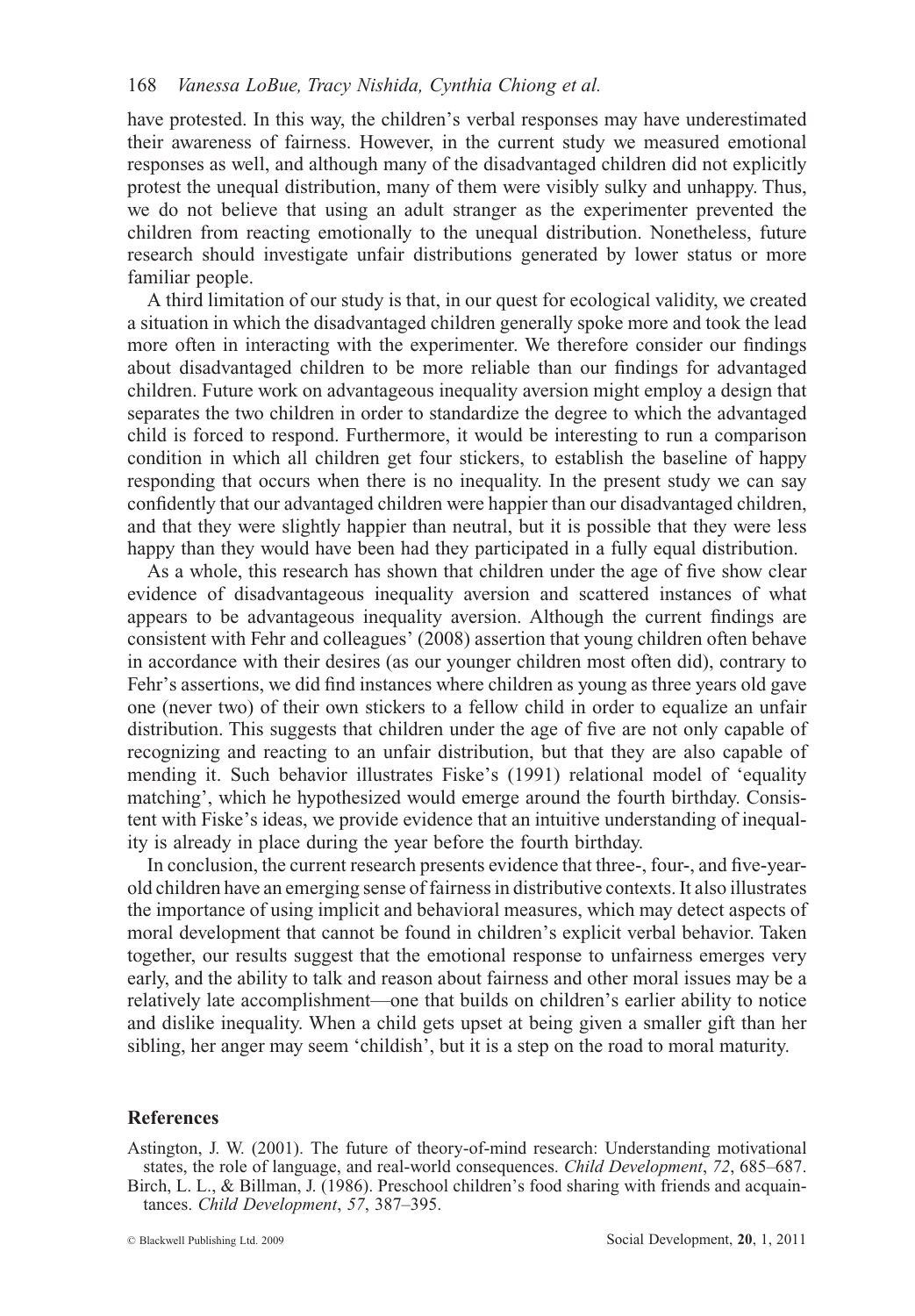have protested. In this way, the children's verbal responses may have underestimated their awareness of fairness. However, in the current study we measured emotional responses as well, and although many of the disadvantaged children did not explicitly protest the unequal distribution, many of them were visibly sulky and unhappy. Thus, we do not believe that using an adult stranger as the experimenter prevented the children from reacting emotionally to the unequal distribution. Nonetheless, future research should investigate unfair distributions generated by lower status or more familiar people.

A third limitation of our study is that, in our quest for ecological validity, we created a situation in which the disadvantaged children generally spoke more and took the lead more often in interacting with the experimenter. We therefore consider our findings about disadvantaged children to be more reliable than our findings for advantaged children. Future work on advantageous inequality aversion might employ a design that separates the two children in order to standardize the degree to which the advantaged child is forced to respond. Furthermore, it would be interesting to run a comparison condition in which all children get four stickers, to establish the baseline of happy responding that occurs when there is no inequality. In the present study we can say confidently that our advantaged children were happier than our disadvantaged children, and that they were slightly happier than neutral, but it is possible that they were less happy than they would have been had they participated in a fully equal distribution.

As a whole, this research has shown that children under the age of five show clear evidence of disadvantageous inequality aversion and scattered instances of what appears to be advantageous inequality aversion. Although the current findings are consistent with Fehr and colleagues' (2008) assertion that young children often behave in accordance with their desires (as our younger children most often did), contrary to Fehr's assertions, we did find instances where children as young as three years old gave one (never two) of their own stickers to a fellow child in order to equalize an unfair distribution. This suggests that children under the age of five are not only capable of recognizing and reacting to an unfair distribution, but that they are also capable of mending it. Such behavior illustrates Fiske's (1991) relational model of 'equality matching', which he hypothesized would emerge around the fourth birthday. Consistent with Fiske's ideas, we provide evidence that an intuitive understanding of inequality is already in place during the year before the fourth birthday.

In conclusion, the current research presents evidence that three-, four-, and five-year-old children have an emerging sense of fairness in distributive contexts. It also illustrates the importance of using implicit and behavioral measures, which may detect aspects of moral development that cannot be found in children's explicit verbal behavior. Taken together, our results suggest that the emotional response to unfairness emerges very early, and the ability to talk and reason about fairness and other moral issues may be a relatively late accomplishment—one that builds on children's earlier ability to notice and dislike inequality. When a child gets upset at being given a smaller gift than her sibling, her anger may seem 'childish', but it is a step on the road to moral maturity.

## References

Astington, J. W. (2001). The future of theory-of-mind research: Understanding motivational states, the role of language, and real-world consequences. *Child Development*, *72*, 685–687.

Birch, L. L., & Billman, J. (1986). Preschool children's food sharing with friends and acquaintances. *Child Development*, *57*, 387–395.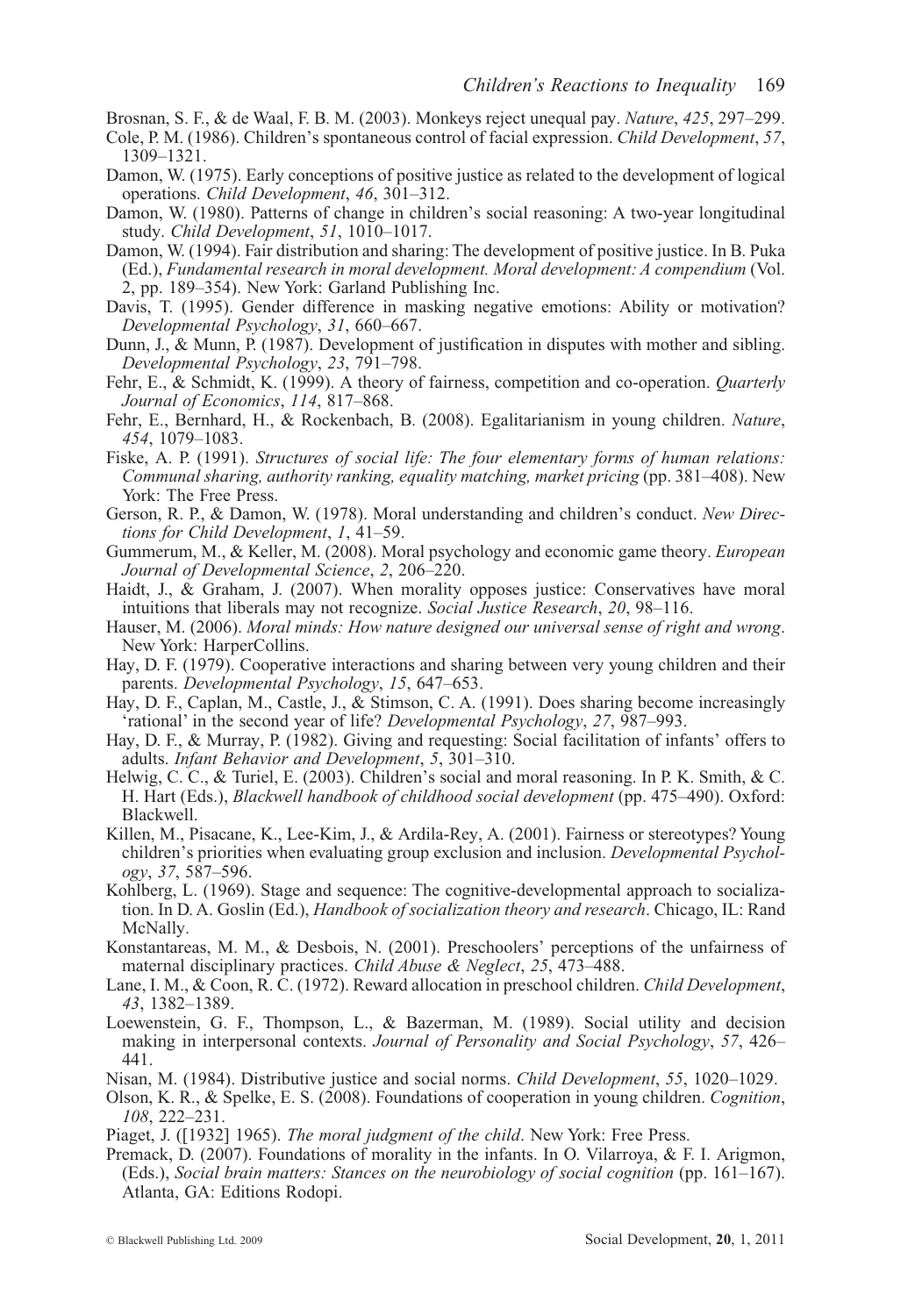Brosnan, S. F., & de Waal, F. B. M. (2003). Monkeys reject unequal pay. *Nature*, *425*, 297–299.

Cole, P. M. (1986). Children's spontaneous control of facial expression. *Child Development*, *57*, 1309–1321.

Damon, W. (1975). Early conceptions of positive justice as related to the development of logical operations. *Child Development*, *46*, 301–312.

Damon, W. (1980). Patterns of change in children's social reasoning: A two-year longitudinal study. *Child Development*, *51*, 1010–1017.

Damon, W. (1994). Fair distribution and sharing: The development of positive justice. In B. Puka (Ed.), *Fundamental research in moral development. Moral development: A compendium* (Vol. 2, pp. 189–354). New York: Garland Publishing Inc.

Davis, T. (1995). Gender difference in masking negative emotions: Ability or motivation? *Developmental Psychology*, *31*, 660–667.

Dunn, J., & Munn, P. (1987). Development of justification in disputes with mother and sibling. *Developmental Psychology*, *23*, 791–798.

Fehr, E., & Schmidt, K. (1999). A theory of fairness, competition and co-operation. *Quarterly Journal of Economics*, *114*, 817–868.

Fehr, E., Bernhard, H., & Rockenbach, B. (2008). Egalitarianism in young children. *Nature*, *454*, 1079–1083.

Fiske, A. P. (1991). *Structures of social life: The four elementary forms of human relations: Communal sharing, authority ranking, equality matching, market pricing* (pp. 381–408). New York: The Free Press.

Gerson, R. P., & Damon, W. (1978). Moral understanding and children's conduct. *New Directions for Child Development*, *1*, 41–59.

Gummerum, M., & Keller, M. (2008). Moral psychology and economic game theory. *European Journal of Developmental Science*, *2*, 206–220.

Haidt, J., & Graham, J. (2007). When morality opposes justice: Conservatives have moral intuitions that liberals may not recognize. *Social Justice Research*, *20*, 98–116.

Hauser, M. (2006). *Moral minds: How nature designed our universal sense of right and wrong*. New York: HarperCollins.

Hay, D. F. (1979). Cooperative interactions and sharing between very young children and their parents. *Developmental Psychology*, *15*, 647–653.

Hay, D. F., Caplan, M., Castle, J., & Stimson, C. A. (1991). Does sharing become increasingly 'rational' in the second year of life? *Developmental Psychology*, *27*, 987–993.

Hay, D. F., & Murray, P. (1982). Giving and requesting: Social facilitation of infants' offers to adults. *Infant Behavior and Development*, *5*, 301–310.

Helwig, C. C., & Turiel, E. (2003). Children's social and moral reasoning. In P. K. Smith, & C. H. Hart (Eds.), *Blackwell handbook of childhood social development* (pp. 475–490). Oxford: Blackwell.

Killen, M., Pisacane, K., Lee-Kim, J., & Ardila-Rey, A. (2001). Fairness or stereotypes? Young children's priorities when evaluating group exclusion and inclusion. *Developmental Psychology*, *37*, 587–596.

Kohlberg, L. (1969). Stage and sequence: The cognitive-developmental approach to socialization. In D. A. Goslin (Ed.), *Handbook of socialization theory and research*. Chicago, IL: Rand McNally.

Konstantareas, M. M., & Desbois, N. (2001). Preschoolers' perceptions of the unfairness of maternal disciplinary practices. *Child Abuse & Neglect*, *25*, 473–488.

Lane, I. M., & Coon, R. C. (1972). Reward allocation in preschool children. *Child Development*, *43*, 1382–1389.

Loewenstein, G. F., Thompson, L., & Bazerman, M. (1989). Social utility and decision making in interpersonal contexts. *Journal of Personality and Social Psychology*, *57*, 426–441.

Nisan, M. (1984). Distributive justice and social norms. *Child Development*, *55*, 1020–1029.

Olson, K. R., & Spelke, E. S. (2008). Foundations of cooperation in young children. *Cognition*, *108*, 222–231.

Piaget, J. ([1932] 1965). *The moral judgment of the child*. New York: Free Press.

Premack, D. (2007). Foundations of morality in the infants. In O. Vilarroya, & F. I. Arigmon, (Eds.), *Social brain matters: Stances on the neurobiology of social cognition* (pp. 161–167). Atlanta, GA: Editions Rodopi.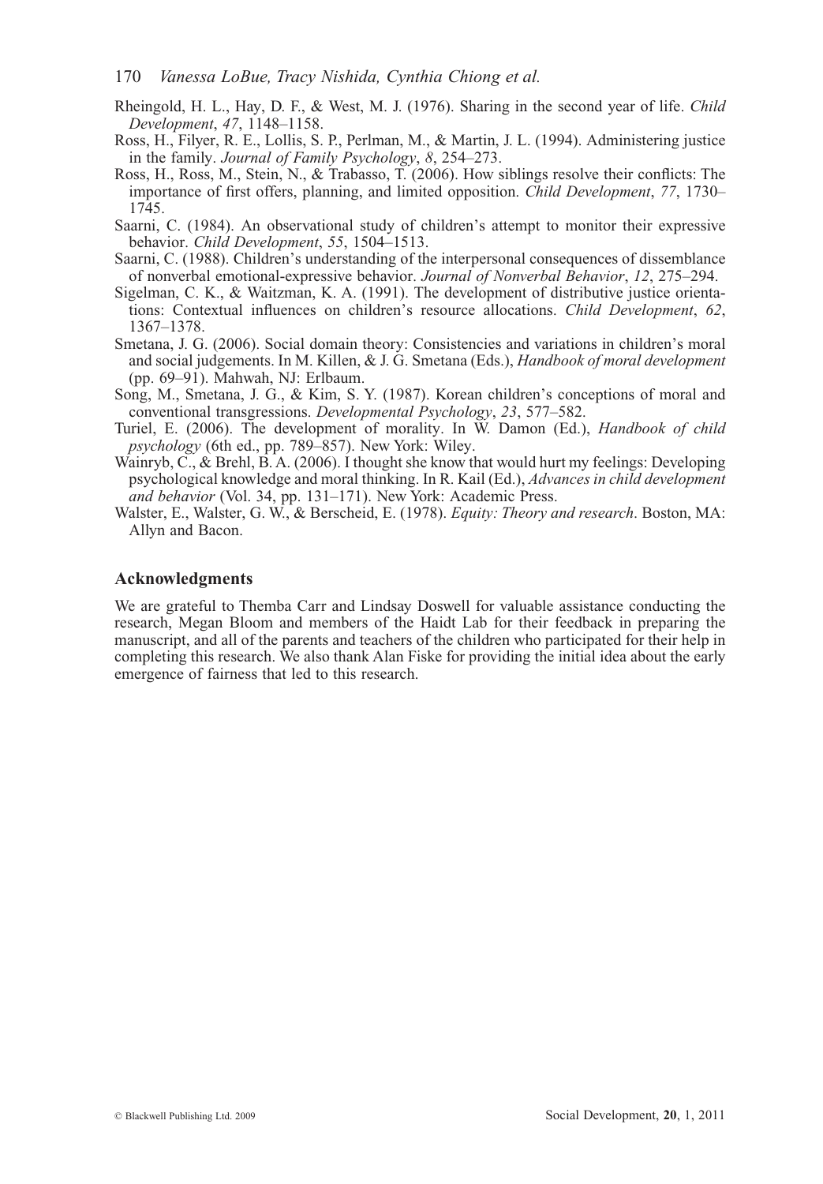Rheingold, H. L., Hay, D. F., & West, M. J. (1976). Sharing in the second year of life. *Child Development*, *47*, 1148–1158.

Ross, H., Filyer, R. E., Lollis, S. P., Perlman, M., & Martin, J. L. (1994). Administering justice in the family. *Journal of Family Psychology*, *8*, 254–273.

Ross, H., Ross, M., Stein, N., & Trabasso, T. (2006). How siblings resolve their conflicts: The importance of first offers, planning, and limited opposition. *Child Development*, *77*, 1730–1745.

Saarni, C. (1984). An observational study of children's attempt to monitor their expressive behavior. *Child Development*, *55*, 1504–1513.

Saarni, C. (1988). Children's understanding of the interpersonal consequences of dissemblance of nonverbal emotional-expressive behavior. *Journal of Nonverbal Behavior*, *12*, 275–294.

Sigelman, C. K., & Waitzman, K. A. (1991). The development of distributive justice orientations: Contextual influences on children's resource allocations. *Child Development*, *62*, 1367–1378.

Smetana, J. G. (2006). Social domain theory: Consistencies and variations in children's moral and social judgements. In M. Killen, & J. G. Smetana (Eds.), *Handbook of moral development* (pp. 69–91). Mahwah, NJ: Erlbaum.

Song, M., Smetana, J. G., & Kim, S. Y. (1987). Korean children's conceptions of moral and conventional transgressions. *Developmental Psychology*, *23*, 577–582.

Turiel, E. (2006). The development of morality. In W. Damon (Ed.), *Handbook of child psychology* (6th ed., pp. 789–857). New York: Wiley.

Wainryb, C., & Brehl, B. A. (2006). I thought she know that would hurt my feelings: Developing psychological knowledge and moral thinking. In R. Kail (Ed.), *Advances in child development and behavior* (Vol. 34, pp. 131–171). New York: Academic Press.

Walster, E., Walster, G. W., & Berscheid, E. (1978). *Equity: Theory and research*. Boston, MA: Allyn and Bacon.

## Acknowledgments

We are grateful to Themba Carr and Lindsay Doswell for valuable assistance conducting the research, Megan Bloom and members of the Haidt Lab for their feedback in preparing the manuscript, and all of the parents and teachers of the children who participated for their help in completing this research. We also thank Alan Fiske for providing the initial idea about the early emergence of fairness that led to this research.